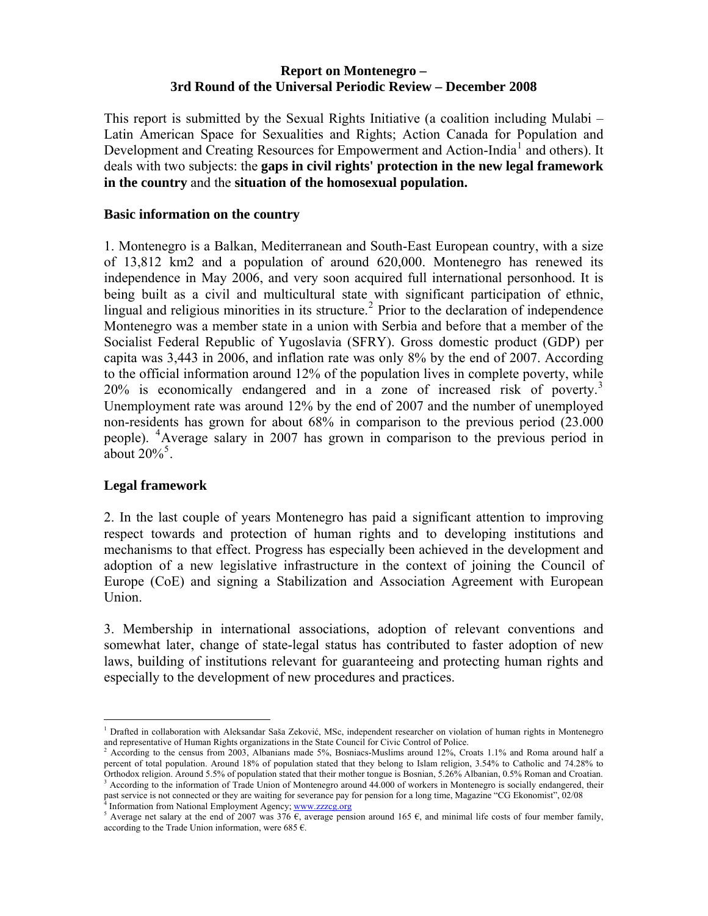**Report on Montenegro – 3rd Round of the Universal Periodic Review – December 2008**

This report is submitted by the Sexual Rights Initiative (a coalition including Mulabi – Latin American Space for Sexualities and Rights; Action Canada for Population and Development and Creating Resources for Empowerment and Action-India[1] and others). It deals with two subjects: the **gaps in civil rights' protection in the new legal framework in the country** and the **situation of the homosexual population.**

## Basic information on the country

1. Montenegro is a Balkan, Mediterranean and South-East European country, with a size of 13,812 km2 and a population of around 620,000. Montenegro has renewed its independence in May 2006, and very soon acquired full international personhood. It is being built as a civil and multicultural state with significant participation of ethnic, lingual and religious minorities in its structure.[2] Prior to the declaration of independence Montenegro was a member state in a union with Serbia and before that a member of the Socialist Federal Republic of Yugoslavia (SFRY). Gross domestic product (GDP) per capita was 3,443 in 2006, and inflation rate was only 8% by the end of 2007. According to the official information around 12% of the population lives in complete poverty, while 20% is economically endangered and in a zone of increased risk of poverty.[3] Unemployment rate was around 12% by the end of 2007 and the number of unemployed non-residents has grown for about 68% in comparison to the previous period (23.000 people). [4]Average salary in 2007 has grown in comparison to the previous period in about 20%[5].

## Legal framework

2. In the last couple of years Montenegro has paid a significant attention to improving respect towards and protection of human rights and to developing institutions and mechanisms to that effect. Progress has especially been achieved in the development and adoption of a new legislative infrastructure in the context of joining the Council of Europe (CoE) and signing a Stabilization and Association Agreement with European Union.

3. Membership in international associations, adoption of relevant conventions and somewhat later, change of state-legal status has contributed to faster adoption of new laws, building of institutions relevant for guaranteeing and protecting human rights and especially to the development of new procedures and practices.

---

[1] Drafted in collaboration with Aleksandar Saša Zeković, MSc, independent researcher on violation of human rights in Montenegro and representative of Human Rights organizations in the State Council for Civic Control of Police.

[2] According to the census from 2003, Albanians made 5%, Bosniacs-Muslims around 12%, Croats 1.1% and Roma around half a percent of total population. Around 18% of population stated that they belong to Islam religion, 3.54% to Catholic and 74.28% to Orthodox religion. Around 5.5% of population stated that their mother tongue is Bosnian, 5.26% Albanian, 0.5% Roman and Croatian.

[3] According to the information of Trade Union of Montenegro around 44.000 of workers in Montenegro is socially endangered, their past service is not connected or they are waiting for severance pay for pension for a long time, Magazine "CG Ekonomist", 02/08

[4] Information from National Employment Agency; www.zzzcg.org

[5] Average net salary at the end of 2007 was 376 €, average pension around 165 €, and minimal life costs of four member family, according to the Trade Union information, were 685 €.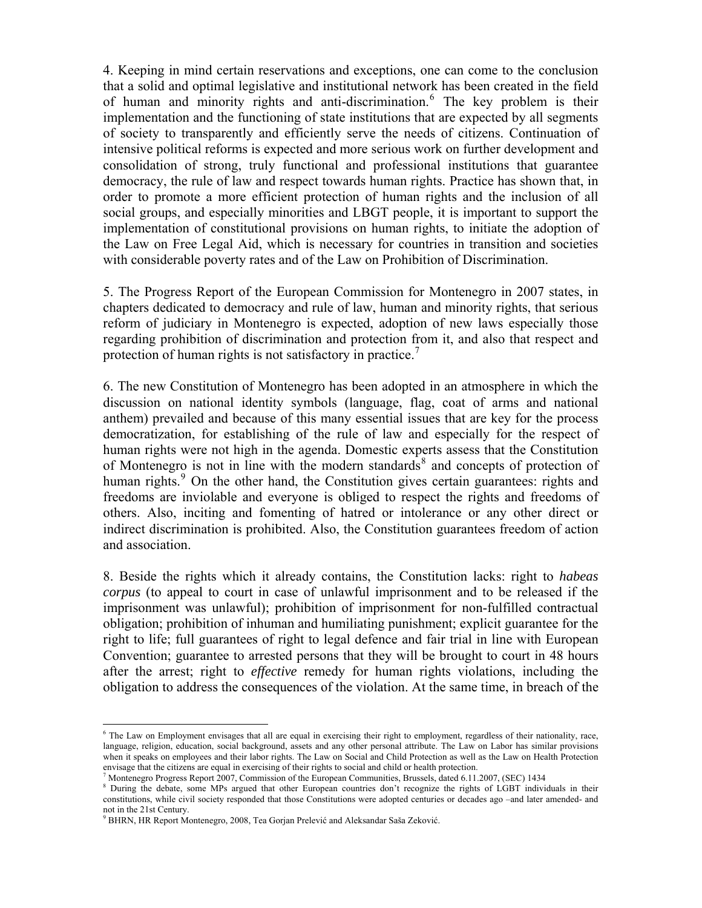4. Keeping in mind certain reservations and exceptions, one can come to the conclusion that a solid and optimal legislative and institutional network has been created in the field of human and minority rights and anti-discrimination.[6] The key problem is their implementation and the functioning of state institutions that are expected by all segments of society to transparently and efficiently serve the needs of citizens. Continuation of intensive political reforms is expected and more serious work on further development and consolidation of strong, truly functional and professional institutions that guarantee democracy, the rule of law and respect towards human rights. Practice has shown that, in order to promote a more efficient protection of human rights and the inclusion of all social groups, and especially minorities and LBGT people, it is important to support the implementation of constitutional provisions on human rights, to initiate the adoption of the Law on Free Legal Aid, which is necessary for countries in transition and societies with considerable poverty rates and of the Law on Prohibition of Discrimination.

5. The Progress Report of the European Commission for Montenegro in 2007 states, in chapters dedicated to democracy and rule of law, human and minority rights, that serious reform of judiciary in Montenegro is expected, adoption of new laws especially those regarding prohibition of discrimination and protection from it, and also that respect and protection of human rights is not satisfactory in practice.[7]

6. The new Constitution of Montenegro has been adopted in an atmosphere in which the discussion on national identity symbols (language, flag, coat of arms and national anthem) prevailed and because of this many essential issues that are key for the process democratization, for establishing of the rule of law and especially for the respect of human rights were not high in the agenda. Domestic experts assess that the Constitution of Montenegro is not in line with the modern standards[8] and concepts of protection of human rights.[9] On the other hand, the Constitution gives certain guarantees: rights and freedoms are inviolable and everyone is obliged to respect the rights and freedoms of others. Also, inciting and fomenting of hatred or intolerance or any other direct or indirect discrimination is prohibited. Also, the Constitution guarantees freedom of action and association.

8. Beside the rights which it already contains, the Constitution lacks: right to *habeas corpus* (to appeal to court in case of unlawful imprisonment and to be released if the imprisonment was unlawful); prohibition of imprisonment for non-fulfilled contractual obligation; prohibition of inhuman and humiliating punishment; explicit guarantee for the right to life; full guarantees of right to legal defence and fair trial in line with European Convention; guarantee to arrested persons that they will be brought to court in 48 hours after the arrest; right to *effective* remedy for human rights violations, including the obligation to address the consequences of the violation. At the same time, in breach of the

---

[6] The Law on Employment envisages that all are equal in exercising their right to employment, regardless of their nationality, race, language, religion, education, social background, assets and any other personal attribute. The Law on Labor has similar provisions when it speaks on employees and their labor rights. The Law on Social and Child Protection as well as the Law on Health Protection envisage that the citizens are equal in exercising of their rights to social and child or health protection.

[7] Montenegro Progress Report 2007, Commission of the European Communities, Brussels, dated 6.11.2007, (SEC) 1434

[8] During the debate, some MPs argued that other European countries don't recognize the rights of LGBT individuals in their constitutions, while civil society responded that those Constitutions were adopted centuries or decades ago –and later amended- and not in the 21st Century.

[9] BHRN, HR Report Montenegro, 2008, Tea Gorjan Prelević and Aleksandar Saša Zeković.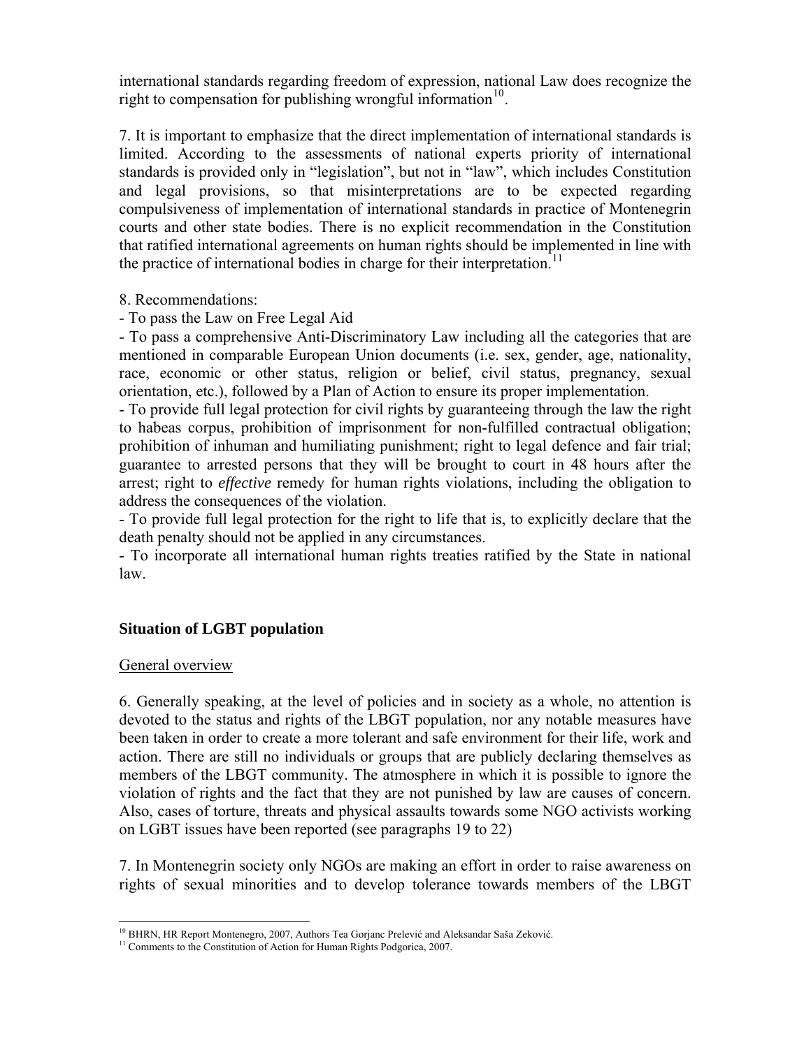international standards regarding freedom of expression, national Law does recognize the right to compensation for publishing wrongful information[10].

7. It is important to emphasize that the direct implementation of international standards is limited. According to the assessments of national experts priority of international standards is provided only in "legislation", but not in "law", which includes Constitution and legal provisions, so that misinterpretations are to be expected regarding compulsiveness of implementation of international standards in practice of Montenegrin courts and other state bodies. There is no explicit recommendation in the Constitution that ratified international agreements on human rights should be implemented in line with the practice of international bodies in charge for their interpretation.[11]

8. Recommendations:
- To pass the Law on Free Legal Aid
- To pass a comprehensive Anti-Discriminatory Law including all the categories that are mentioned in comparable European Union documents (i.e. sex, gender, age, nationality, race, economic or other status, religion or belief, civil status, pregnancy, sexual orientation, etc.), followed by a Plan of Action to ensure its proper implementation.
- To provide full legal protection for civil rights by guaranteeing through the law the right to habeas corpus, prohibition of imprisonment for non-fulfilled contractual obligation; prohibition of inhuman and humiliating punishment; right to legal defence and fair trial; guarantee to arrested persons that they will be brought to court in 48 hours after the arrest; right to *effective* remedy for human rights violations, including the obligation to address the consequences of the violation.
- To provide full legal protection for the right to life that is, to explicitly declare that the death penalty should not be applied in any circumstances.
- To incorporate all international human rights treaties ratified by the State in national law.

## Situation of LGBT population

General overview

6. Generally speaking, at the level of policies and in society as a whole, no attention is devoted to the status and rights of the LBGT population, nor any notable measures have been taken in order to create a more tolerant and safe environment for their life, work and action. There are still no individuals or groups that are publicly declaring themselves as members of the LBGT community. The atmosphere in which it is possible to ignore the violation of rights and the fact that they are not punished by law are causes of concern. Also, cases of torture, threats and physical assaults towards some NGO activists working on LGBT issues have been reported (see paragraphs 19 to 22)

7. In Montenegrin society only NGOs are making an effort in order to raise awareness on rights of sexual minorities and to develop tolerance towards members of the LBGT

[10] BHRN, HR Report Montenegro, 2007, Authors Tea Gorjanc Prelević and Aleksandar Saša Zeković.
[11] Comments to the Constitution of Action for Human Rights Podgorica, 2007.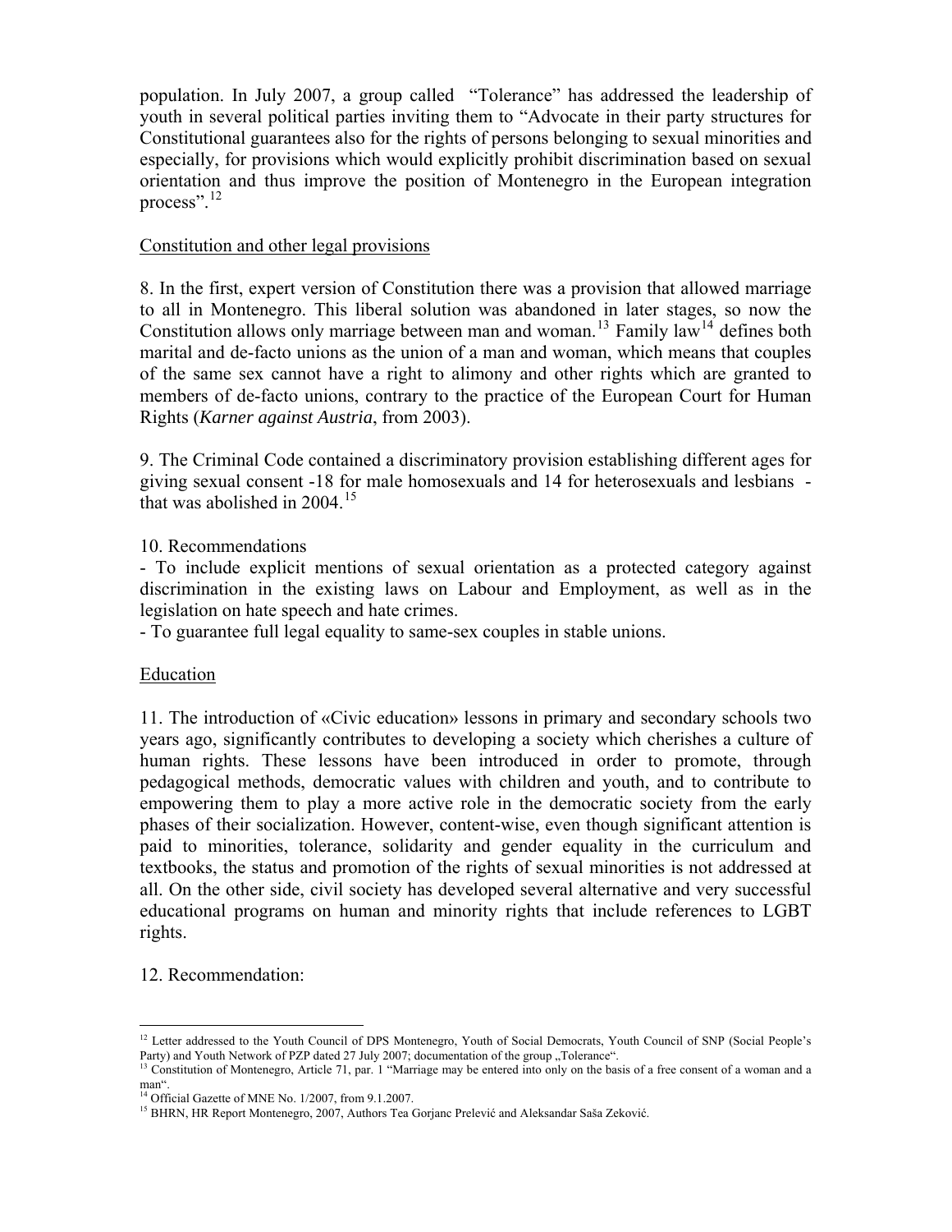population. In July 2007, a group called "Tolerance" has addressed the leadership of youth in several political parties inviting them to "Advocate in their party structures for Constitutional guarantees also for the rights of persons belonging to sexual minorities and especially, for provisions which would explicitly prohibit discrimination based on sexual orientation and thus improve the position of Montenegro in the European integration process".[12]

<u>Constitution and other legal provisions</u>

8. In the first, expert version of Constitution there was a provision that allowed marriage to all in Montenegro. This liberal solution was abandoned in later stages, so now the Constitution allows only marriage between man and woman.[13] Family law[14] defines both marital and de-facto unions as the union of a man and woman, which means that couples of the same sex cannot have a right to alimony and other rights which are granted to members of de-facto unions, contrary to the practice of the European Court for Human Rights (*Karner against Austria*, from 2003).

9. The Criminal Code contained a discriminatory provision establishing different ages for giving sexual consent -18 for male homosexuals and 14 for heterosexuals and lesbians - that was abolished in 2004.[15]

10. Recommendations

- To include explicit mentions of sexual orientation as a protected category against discrimination in the existing laws on Labour and Employment, as well as in the legislation on hate speech and hate crimes.
- To guarantee full legal equality to same-sex couples in stable unions.

<u>Education</u>

11. The introduction of «Civic education» lessons in primary and secondary schools two years ago, significantly contributes to developing a society which cherishes a culture of human rights. These lessons have been introduced in order to promote, through pedagogical methods, democratic values with children and youth, and to contribute to empowering them to play a more active role in the democratic society from the early phases of their socialization. However, content-wise, even though significant attention is paid to minorities, tolerance, solidarity and gender equality in the curriculum and textbooks, the status and promotion of the rights of sexual minorities is not addressed at all. On the other side, civil society has developed several alternative and very successful educational programs on human and minority rights that include references to LGBT rights.

12. Recommendation:

---

[12] Letter addressed to the Youth Council of DPS Montenegro, Youth of Social Democrats, Youth Council of SNP (Social People's Party) and Youth Network of PZP dated 27 July 2007; documentation of the group „Tolerance".

[13] Constitution of Montenegro, Article 71, par. 1 "Marriage may be entered into only on the basis of a free consent of a woman and a man".

[14] Official Gazette of MNE No. 1/2007, from 9.1.2007.

[15] BHRN, HR Report Montenegro, 2007, Authors Tea Gorjanc Prelević and Aleksandar Saša Zeković.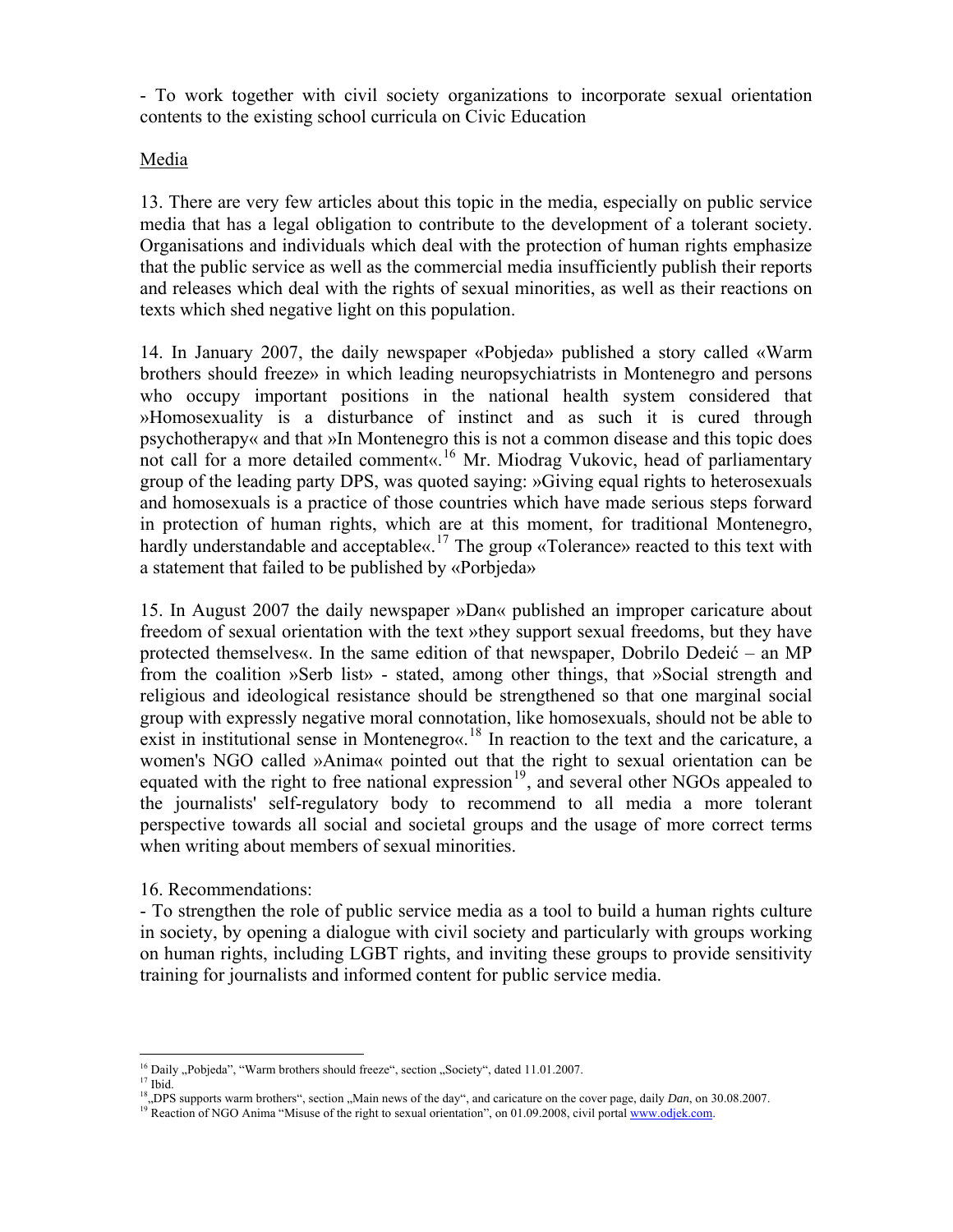- To work together with civil society organizations to incorporate sexual orientation contents to the existing school curricula on Civic Education

Media

13. There are very few articles about this topic in the media, especially on public service media that has a legal obligation to contribute to the development of a tolerant society. Organisations and individuals which deal with the protection of human rights emphasize that the public service as well as the commercial media insufficiently publish their reports and releases which deal with the rights of sexual minorities, as well as their reactions on texts which shed negative light on this population.

14. In January 2007, the daily newspaper «Pobjeda» published a story called «Warm brothers should freeze» in which leading neuropsychiatrists in Montenegro and persons who occupy important positions in the national health system considered that »Homosexuality is a disturbance of instinct and as such it is cured through psychotherapy« and that »In Montenegro this is not a common disease and this topic does not call for a more detailed comment«.[16] Mr. Miodrag Vukovic, head of parliamentary group of the leading party DPS, was quoted saying: »Giving equal rights to heterosexuals and homosexuals is a practice of those countries which have made serious steps forward in protection of human rights, which are at this moment, for traditional Montenegro, hardly understandable and acceptable«.[17] The group «Tolerance» reacted to this text with a statement that failed to be published by «Porbjeda»

15. In August 2007 the daily newspaper »Dan« published an improper caricature about freedom of sexual orientation with the text »they support sexual freedoms, but they have protected themselves«. In the same edition of that newspaper, Dobrilo Dedeić – an MP from the coalition »Serb list» - stated, among other things, that »Social strength and religious and ideological resistance should be strengthened so that one marginal social group with expressly negative moral connotation, like homosexuals, should not be able to exist in institutional sense in Montenegro«.[18] In reaction to the text and the caricature, a women's NGO called »Anima« pointed out that the right to sexual orientation can be equated with the right to free national expression[19], and several other NGOs appealed to the journalists' self-regulatory body to recommend to all media a more tolerant perspective towards all social and societal groups and the usage of more correct terms when writing about members of sexual minorities.

16. Recommendations:
- To strengthen the role of public service media as a tool to build a human rights culture in society, by opening a dialogue with civil society and particularly with groups working on human rights, including LGBT rights, and inviting these groups to provide sensitivity training for journalists and informed content for public service media.

---

[16] Daily „Pobjeda", "Warm brothers should freeze", section „Society", dated 11.01.2007.

[17] Ibid.

[18] „DPS supports warm brothers", section „Main news of the day", and caricature on the cover page, daily *Dan*, on 30.08.2007.

[19] Reaction of NGO Anima "Misuse of the right to sexual orientation", on 01.09.2008, civil portal www.odjek.com.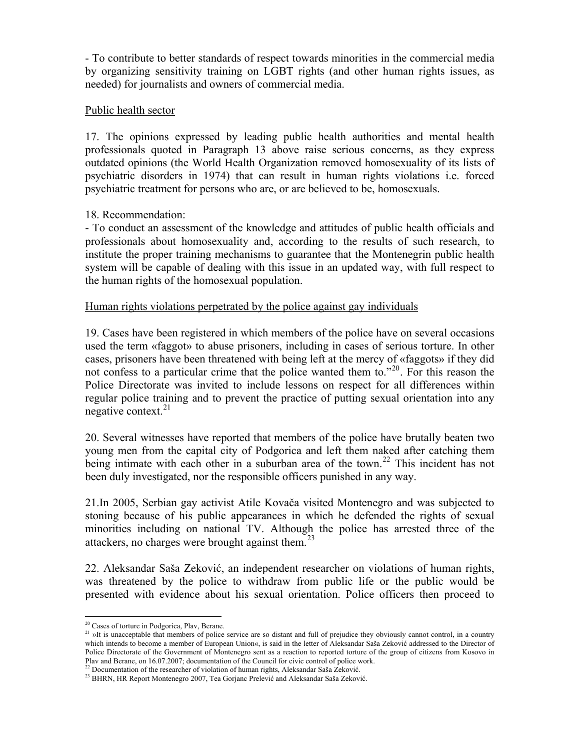- To contribute to better standards of respect towards minorities in the commercial media by organizing sensitivity training on LGBT rights (and other human rights issues, as needed) for journalists and owners of commercial media.

Public health sector

17. The opinions expressed by leading public health authorities and mental health professionals quoted in Paragraph 13 above raise serious concerns, as they express outdated opinions (the World Health Organization removed homosexuality of its lists of psychiatric disorders in 1974) that can result in human rights violations i.e. forced psychiatric treatment for persons who are, or are believed to be, homosexuals.

18. Recommendation:
- To conduct an assessment of the knowledge and attitudes of public health officials and professionals about homosexuality and, according to the results of such research, to institute the proper training mechanisms to guarantee that the Montenegrin public health system will be capable of dealing with this issue in an updated way, with full respect to the human rights of the homosexual population.

Human rights violations perpetrated by the police against gay individuals

19. Cases have been registered in which members of the police have on several occasions used the term «faggot» to abuse prisoners, including in cases of serious torture. In other cases, prisoners have been threatened with being left at the mercy of «faggots» if they did not confess to a particular crime that the police wanted them to."[20]. For this reason the Police Directorate was invited to include lessons on respect for all differences within regular police training and to prevent the practice of putting sexual orientation into any negative context.[21]

20. Several witnesses have reported that members of the police have brutally beaten two young men from the capital city of Podgorica and left them naked after catching them being intimate with each other in a suburban area of the town.[22] This incident has not been duly investigated, nor the responsible officers punished in any way.

21.In 2005, Serbian gay activist Atile Kovača visited Montenegro and was subjected to stoning because of his public appearances in which he defended the rights of sexual minorities including on national TV. Although the police has arrested three of the attackers, no charges were brought against them.[23]

22. Aleksandar Saša Zeković, an independent researcher on violations of human rights, was threatened by the police to withdraw from public life or the public would be presented with evidence about his sexual orientation. Police officers then proceed to

---

[20] Cases of torture in Podgorica, Plav, Berane.

[21] »It is unacceptable that members of police service are so distant and full of prejudice they obviously cannot control, in a country which intends to become a member of European Union«, is said in the letter of Aleksandar Saša Zeković addressed to the Director of Police Directorate of the Government of Montenegro sent as a reaction to reported torture of the group of citizens from Kosovo in Plav and Berane, on 16.07.2007; documentation of the Council for civic control of police work.

[22] Documentation of the researcher of violation of human rights, Aleksandar Saša Zeković.

[23] BHRN, HR Report Montenegro 2007, Tea Gorjanc Prelević and Aleksandar Saša Zeković.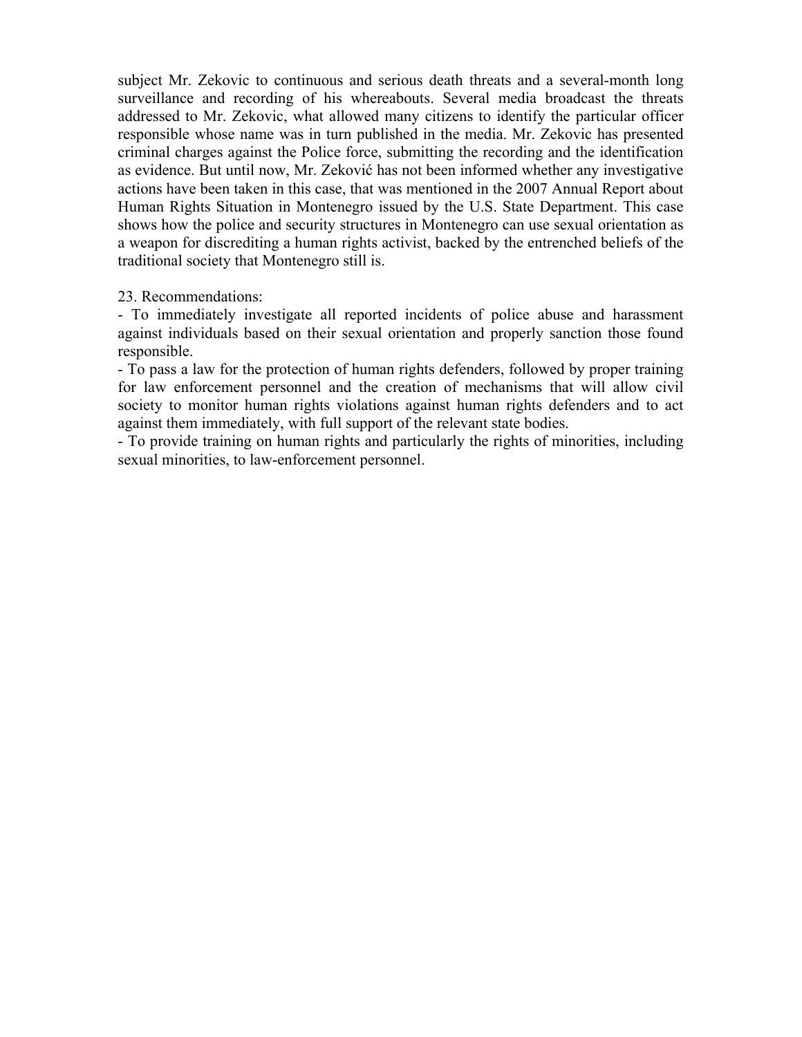subject Mr. Zekovic to continuous and serious death threats and a several-month long surveillance and recording of his whereabouts. Several media broadcast the threats addressed to Mr. Zekovic, what allowed many citizens to identify the particular officer responsible whose name was in turn published in the media. Mr. Zekovic has presented criminal charges against the Police force, submitting the recording and the identification as evidence. But until now, Mr. Zeković has not been informed whether any investigative actions have been taken in this case, that was mentioned in the 2007 Annual Report about Human Rights Situation in Montenegro issued by the U.S. State Department. This case shows how the police and security structures in Montenegro can use sexual orientation as a weapon for discrediting a human rights activist, backed by the entrenched beliefs of the traditional society that Montenegro still is.

23. Recommendations:

- To immediately investigate all reported incidents of police abuse and harassment against individuals based on their sexual orientation and properly sanction those found responsible.
- To pass a law for the protection of human rights defenders, followed by proper training for law enforcement personnel and the creation of mechanisms that will allow civil society to monitor human rights violations against human rights defenders and to act against them immediately, with full support of the relevant state bodies.
- To provide training on human rights and particularly the rights of minorities, including sexual minorities, to law-enforcement personnel.